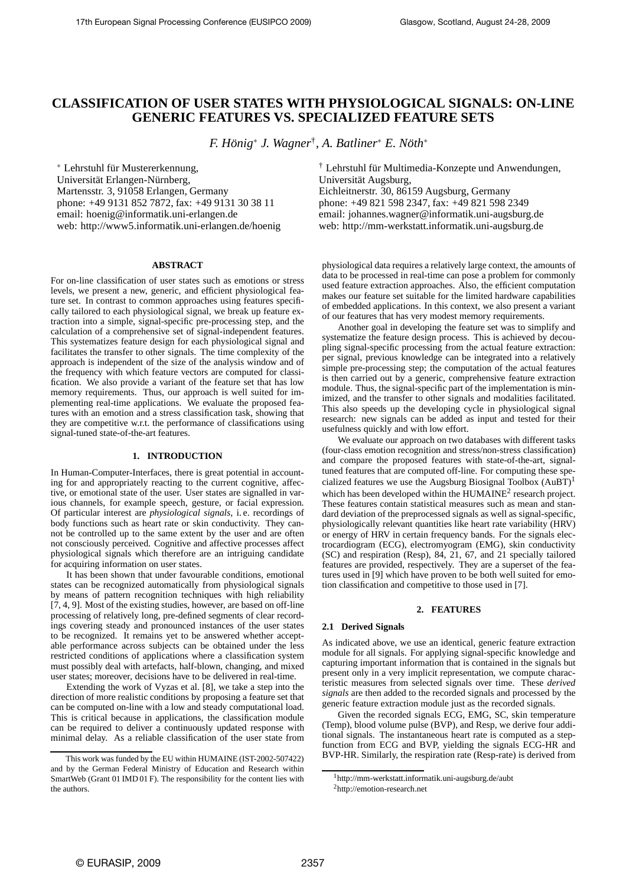# CLASSIFICATION OF USER STATES WITH PHYSIOLOGICAL SIGNALS: ON-LINE GENERIC FEATURES VS. SPECIALIZED FEATURE SETS

*F. Hönig*[*] *J. Wagner*[†], *A. Batliner*[*] *E. Nöth*[*]

[*] Lehrstuhl für Mustererkennung,
Universität Erlangen-Nürnberg,
Martensstr. 3, 91058 Erlangen, Germany
phone: +49 9131 852 7872, fax: +49 9131 30 38 11
email: hoenig@informatik.uni-erlangen.de
web: http://www5.informatik.uni-erlangen.de/hoenig

[†] Lehrstuhl für Multimedia-Konzepte und Anwendungen,
Universität Augsburg,
Eichleitnerstr. 30, 86159 Augsburg, Germany
phone: +49 821 598 2347, fax: +49 821 598 2349
email: johannes.wagner@informatik.uni-augsburg.de
web: http://mm-werkstatt.informatik.uni-augsburg.de

## ABSTRACT

For on-line classification of user states such as emotions or stress levels, we present a new, generic, and efficient physiological feature set. In contrast to common approaches using features specifically tailored to each physiological signal, we break up feature extraction into a simple, signal-specific pre-processing step, and the calculation of a comprehensive set of signal-independent features. This systematizes feature design for each physiological signal and facilitates the transfer to other signals. The time complexity of the approach is independent of the size of the analysis window and of the frequency with which feature vectors are computed for classification. We also provide a variant of the feature set that has low memory requirements. Thus, our approach is well suited for implementing real-time applications. We evaluate the proposed features with an emotion and a stress classification task, showing that they are competitive w.r.t. the performance of classifications using signal-tuned state-of-the-art features.

## 1. INTRODUCTION

In Human-Computer-Interfaces, there is great potential in accounting for and appropriately reacting to the current cognitive, affective, or emotional state of the user. User states are signalled in various channels, for example speech, gesture, or facial expression. Of particular interest are *physiological signals*, i. e. recordings of body functions such as heart rate or skin conductivity. They cannot be controlled up to the same extent by the user and are often not consciously perceived. Cognitive and affective processes affect physiological signals which therefore are an intriguing candidate for acquiring information on user states.

It has been shown that under favourable conditions, emotional states can be recognized automatically from physiological signals by means of pattern recognition techniques with high reliability [7, 4, 9]. Most of the existing studies, however, are based on off-line processing of relatively long, pre-defined segments of clear recordings covering steady and pronounced instances of the user states to be recognized. It remains yet to be answered whether acceptable performance across subjects can be obtained under the less restricted conditions of applications where a classification system must possibly deal with artefacts, half-blown, changing, and mixed user states; moreover, decisions have to be delivered in real-time.

Extending the work of Vyzas et al. [8], we take a step into the direction of more realistic conditions by proposing a feature set that can be computed on-line with a low and steady computational load. This is critical because in applications, the classification module can be required to deliver a continuously updated response with minimal delay. As a reliable classification of the user state from physiological data requires a relatively large context, the amounts of data to be processed in real-time can pose a problem for commonly used feature extraction approaches. Also, the efficient computation makes our feature set suitable for the limited hardware capabilities of embedded applications. In this context, we also present a variant of our features that has very modest memory requirements.

Another goal in developing the feature set was to simplify and systematize the feature design process. This is achieved by decoupling signal-specific processing from the actual feature extraction: per signal, previous knowledge can be integrated into a relatively simple pre-processing step; the computation of the actual features is then carried out by a generic, comprehensive feature extraction module. Thus, the signal-specific part of the implementation is minimized, and the transfer to other signals and modalities facilitated. This also speeds up the developing cycle in physiological signal research: new signals can be added as input and tested for their usefulness quickly and with low effort.

We evaluate our approach on two databases with different tasks (four-class emotion recognition and stress/non-stress classification) and compare the proposed features with state-of-the-art, signal-tuned features that are computed off-line. For computing these specialized features we use the Augsburg Biosignal Toolbox (AuBT)[1] which has been developed within the HUMAINE[2] research project. These features contain statistical measures such as mean and standard deviation of the preprocessed signals as well as signal-specific, physiologically relevant quantities like heart rate variability (HRV) or energy of HRV in certain frequency bands. For the signals electrocardiogram (ECG), electromyogram (EMG), skin conductivity (SC) and respiration (Resp), 84, 21, 67, and 21 specially tailored features are provided, respectively. They are a superset of the features used in [9] which have proven to be both well suited for emotion classification and competitive to those used in [7].

## 2. FEATURES

### 2.1 Derived Signals

As indicated above, we use an identical, generic feature extraction module for all signals. For applying signal-specific knowledge and capturing important information that is contained in the signals but present only in a very implicit representation, we compute characteristic measures from selected signals over time. These *derived signals* are then added to the recorded signals and processed by the generic feature extraction module just as the recorded signals.

Given the recorded signals ECG, EMG, SC, skin temperature (Temp), blood volume pulse (BVP), and Resp, we derive four additional signals. The instantaneous heart rate is computed as a step-function from ECG and BVP, yielding the signals ECG-HR and BVP-HR. Similarly, the respiration rate (Resp-rate) is derived from

This work was funded by the EU within HUMAINE (IST-2002-507422) and by the German Federal Ministry of Education and Research within SmartWeb (Grant 01 IMD 01 F). The responsibility for the content lies with the authors.

[1] http://mm-werkstatt.informatik.uni-augsburg.de/aubt

[2] http://emotion-research.net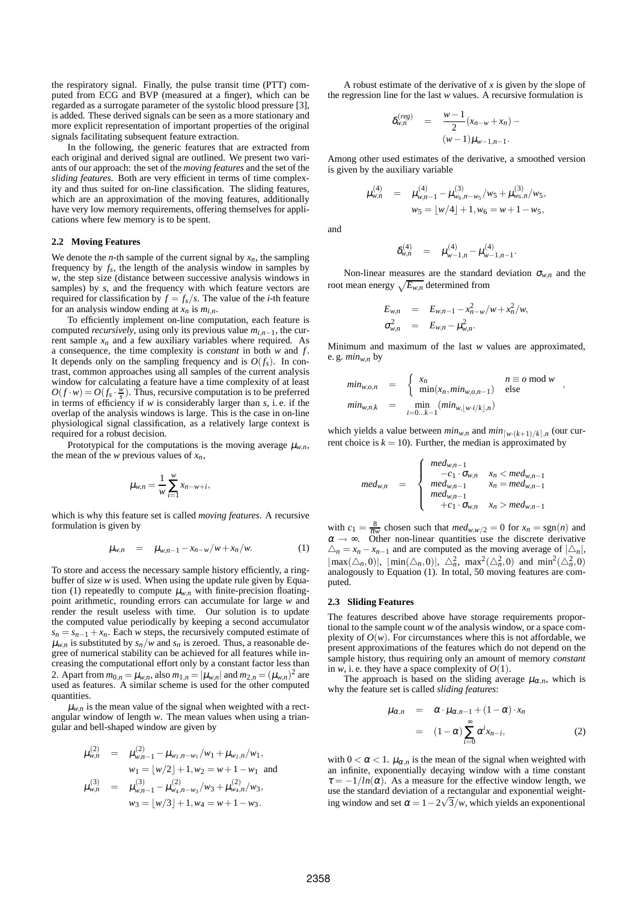the respiratory signal. Finally, the pulse transit time (PTT) computed from ECG and BVP (measured at a finger), which can be regarded as a surrogate parameter of the systolic blood pressure [3], is added. These derived signals can be seen as a more stationary and more explicit representation of important properties of the original signals facilitating subsequent feature extraction.

In the following, the generic features that are extracted from each original and derived signal are outlined. We present two variants of our approach: the set of the *moving features* and the set of the *sliding features*. Both are very efficient in terms of time complexity and thus suited for on-line classification. The sliding features, which are an approximation of the moving features, additionally have very low memory requirements, offering themselves for applications where few memory is to be spent.

### 2.2 Moving Features

We denote the $n$-th sample of the current signal by $x_n$, the sampling frequency by $f_s$, the length of the analysis window in samples by $w$, the step size (distance between successive analysis windows in samples) by $s$, and the frequency with which feature vectors are required for classification by $f = f_s/s$. The value of the $i$-th feature for an analysis window ending at $x_n$ is $m_{i,n}$.

To efficiently implement on-line computation, each feature is computed *recursively*, using only its previous value $m_{i,n-1}$, the current sample $x_n$ and a few auxiliary variables where required. As a consequence, the time complexity is *constant* in both $w$ and $f$. It depends only on the sampling frequency and is $O(f_s)$. In contrast, common approaches using all samples of the current analysis window for calculating a feature have a time complexity of at least $O(f \cdot w) = O(f_s \cdot \frac{w}{s})$. Thus, recursive computation is to be preferred in terms of efficiency if $w$ is considerably larger than $s$, i. e. if the overlap of the analysis windows is large. This is the case in on-line physiological signal classification, as a relatively large context is required for a robust decision.

Prototypical for the computations is the moving average $\mu_{w,n}$, the mean of the $w$ previous values of $x_n$,

$$\mu_{w,n} = \frac{1}{w}\sum_{i=1}^{w} x_{n-w+i},$$

which is why this feature set is called *moving features*. A recursive formulation is given by

$$\mu_{w,n} = \mu_{w,n-1} - x_{n-w}/w + x_n/w. \qquad (1)$$

To store and access the necessary sample history efficiently, a ringbuffer of size $w$ is used. When using the update rule given by Equation (1) repeatedly to compute $\mu_{w,n}$ with finite-precision floating-point arithmetic, rounding errors can accumulate for large $w$ and render the result useless with time. Our solution is to update the computed value periodically by keeping a second accumulator $s_n = s_{n-1} + x_n$. Each $w$ steps, the recursively computed estimate of $\mu_{w,n}$ is substituted by $s_n/w$ and $s_n$ is zeroed. Thus, a reasonable degree of numerical stability can be achieved for all features while increasing the computational effort only by a constant factor less than 2. Apart from $m_{0,n} = \mu_{w,n}$, also $m_{1,n} = |\mu_{w,n}|$ and $m_{2,n} = (\mu_{w,n})^2$ are used as features. A similar scheme is used for the other computed quantities.

$\mu_{w,n}$ is the mean value of the signal when weighted with a rectangular window of length $w$. The mean values when using a triangular and bell-shaped window are given by

$$\begin{aligned}
\mu^{(2)}_{w,n} &= \mu^{(2)}_{w,n-1} - \mu_{w_2,n-w_1}/w_1 + \mu_{w_2,n}/w_1, \\
& \quad w_1 = \lfloor w/2 \rfloor + 1, w_2 = w + 1 - w_1 \text{ and} \\
\mu^{(3)}_{w,n} &= \mu^{(3)}_{w,n-1} - \mu^{(2)}_{w_4,n-w_3}/w_3 + \mu^{(2)}_{w_4,n}/w_3, \\
& \quad w_3 = \lfloor w/3 \rfloor + 1, w_4 = w + 1 - w_3.
\end{aligned}$$

A robust estimate of the derivative of $x$ is given by the slope of the regression line for the last $w$ values. A recursive formulation is

$$\begin{aligned}
\delta^{(reg)}_{w,n} &= \frac{w-1}{2}(x_{n-w} + x_n) - \\
& \quad (w-1)\mu_{w-1,n-1}.
\end{aligned}$$

Among other used estimates of the derivative, a smoothed version is given by the auxiliary variable

$$\begin{aligned}
\mu^{(4)}_{w,n} &= \mu^{(4)}_{w,n-1} - \mu^{(3)}_{w_6,n-w_5}/w_5 + \mu^{(3)}_{w_6,n}/w_5, \\
& \quad w_5 = \lfloor w/4 \rfloor + 1, w_6 = w + 1 - w_5,
\end{aligned}$$

and

$$\delta^{(4)}_{w,n} = \mu^{(4)}_{w-1,n} - \mu^{(4)}_{w-1,n-1}.$$

Non-linear measures are the standard deviation $\sigma_{w,n}$ and the root mean energy $\sqrt{E_{w,n}}$ determined from

$$\begin{aligned}
E_{w,n} &= E_{w,n-1} - x^2_{n-w}/w + x^2_n/w, \\
\sigma^2_{w,n} &= E_{w,n} - \mu^2_{w,n}.
\end{aligned}$$

Minimum and maximum of the last $w$ values are approximated, e. g. $min_{w,n}$ by

$$\begin{aligned}
min_{w,o,n} &= \begin{cases} x_n & n \equiv o \bmod w \\ \min(x_n, min_{w,o,n-1}) & \text{else} \end{cases}, \\
min_{w,n,k} &= \min_{i=0\ldots k-1}(min_{w,\lfloor w \cdot i/k \rfloor,n})
\end{aligned}$$

which yields a value between $min_{w,n}$ and $min_{\lceil w\cdot(k+1)/k \rceil,n}$ (our current choice is $k = 10$). Further, the median is approximated by

$$med_{w,n} = \begin{cases} med_{w,n-1} - c_1 \cdot \sigma_{w,n} & x_n < med_{w,n-1} \\ med_{w,n-1} & x_n = med_{w,n-1} \\ med_{w,n-1} + c_1 \cdot \sigma_{w,n} & x_n > med_{w,n-1} \end{cases}$$

with $c_1 = \frac{8}{\pi w}$ chosen such that $med_{w,w/2} = 0$ for $x_n = \text{sgn}(n)$ and $\alpha \rightarrow \infty$. Other non-linear quantities use the discrete derivative $\triangle_n = x_n - x_{n-1}$ and are computed as the moving average of $|\triangle_n|$, $|\max(\triangle_n, 0)|$, $|\min(\triangle_n, 0)|$, $\triangle^2_n$, $\max^2(\triangle^2_n, 0)$ and $\min^2(\triangle^2_n, 0)$ analogously to Equation (1). In total, 50 moving features are computed.

### 2.3 Sliding Features

The features described above have storage requirements proportional to the sample count $w$ of the analysis window, or a space complexity of $O(w)$. For circumstances where this is not affordable, we present approximations of the features which do not depend on the sample history, thus requiring only an amount of memory *constant* in $w$, i. e. they have a space complexity of $O(1)$.

The approach is based on the sliding average $\mu_{\alpha,n}$, which is why the feature set is called *sliding features*:

$$\begin{aligned}
\mu_{\alpha,n} &= \alpha \cdot \mu_{\alpha,n-1} + (1-\alpha) \cdot x_n \\
&= (1-\alpha)\sum_{i=0}^{\infty} \alpha^i x_{n-i}, \qquad (2)
\end{aligned}$$

with $0 < \alpha < 1$. $\mu_{\alpha,n}$ is the mean of the signal when weighted with an infinite, exponentially decaying window with a time constant $\tau = -1/ln(\alpha)$. As a measure for the effective window length, we use the standard deviation of a rectangular and exponential weighting window and set $\alpha = 1 - 2\sqrt{3}/w$, which yields an exponentional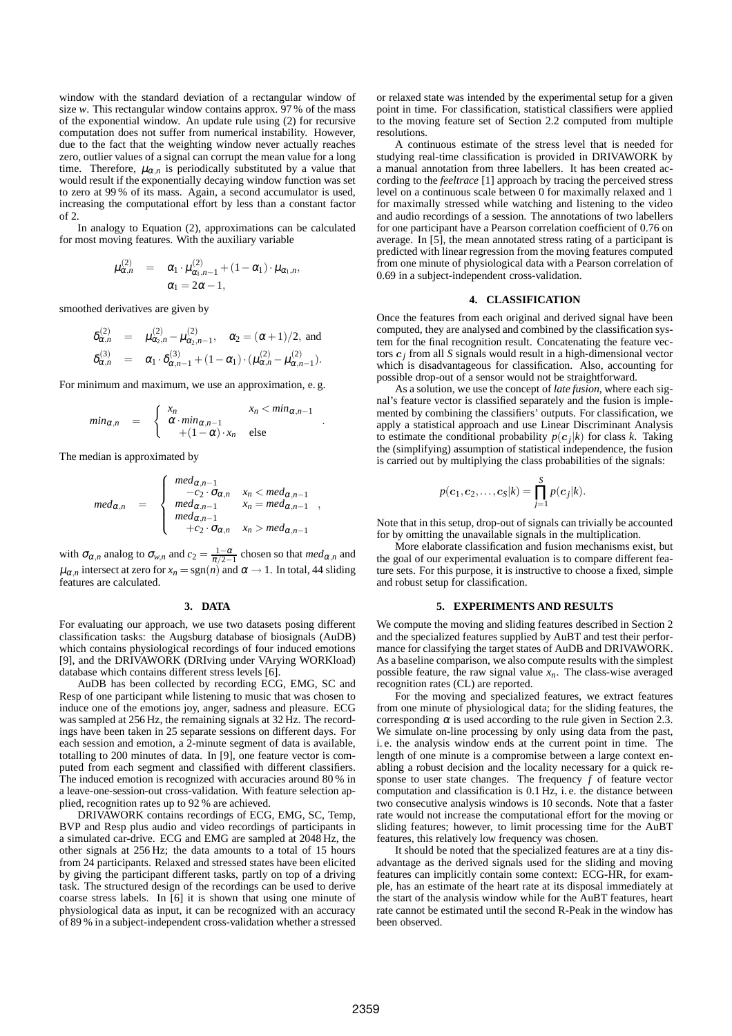window with the standard deviation of a rectangular window of size $w$. This rectangular window contains approx. 97 % of the mass of the exponential window. An update rule using (2) for recursive computation does not suffer from numerical instability. However, due to the fact that the weighting window never actually reaches zero, outlier values of a signal can corrupt the mean value for a long time. Therefore, $\mu_{\alpha,n}$ is periodically substituted by a value that would result if the exponentially decaying window function was set to zero at 99 % of its mass. Again, a second accumulator is used, increasing the computational effort by less than a constant factor of 2.

In analogy to Equation (2), approximations can be calculated for most moving features. With the auxiliary variable

$$\mu^{(2)}_{\alpha,n} = \alpha_1 \cdot \mu^{(2)}_{\alpha_1,n-1} + (1-\alpha_1)\cdot \mu_{\alpha_1,n}, \quad \alpha_1 = 2\alpha - 1,$$

smoothed derivatives are given by

$$\delta^{(2)}_{\alpha,n} = \mu^{(2)}_{\alpha_2,n} - \mu^{(2)}_{\alpha_2,n-1}, \quad \alpha_2 = (\alpha+1)/2, \text{ and}$$

$$\delta^{(3)}_{\alpha,n} = \alpha_1 \cdot \delta^{(3)}_{\alpha,n-1} + (1-\alpha_1)\cdot(\mu^{(2)}_{\alpha,n} - \mu^{(2)}_{\alpha,n-1}).$$

For minimum and maximum, we use an approximation, e. g.

$$min_{\alpha,n} = \begin{cases} x_n & x_n < min_{\alpha,n-1} \\ \alpha \cdot min_{\alpha,n-1} + (1-\alpha)\cdot x_n & \text{else} \end{cases}.$$

The median is approximated by

$$med_{\alpha,n} = \begin{cases} med_{\alpha,n-1} - c_2 \cdot \sigma_{\alpha,n} & x_n < med_{\alpha,n-1} \\ med_{\alpha,n-1} & x_n = med_{\alpha,n-1} \\ med_{\alpha,n-1} + c_2 \cdot \sigma_{\alpha,n} & x_n > med_{\alpha,n-1} \end{cases},$$

with $\sigma_{\alpha,n}$ analog to $\sigma_{w,n}$ and $c_2 = \frac{1-\alpha}{\pi/2-1}$ chosen so that $med_{\alpha,n}$ and $\mu_{\alpha,n}$ intersect at zero for $x_n = \text{sgn}(n)$ and $\alpha \to 1$. In total, 44 sliding features are calculated.

## 3. DATA

For evaluating our approach, we use two datasets posing different classification tasks: the Augsburg database of biosignals (AuDB) which contains physiological recordings of four induced emotions [9], and the DRIVAWORK (DRIving under VArying WORKload) database which contains different stress levels [6].

AuDB has been collected by recording ECG, EMG, SC and Resp of one participant while listening to music that was chosen to induce one of the emotions joy, anger, sadness and pleasure. ECG was sampled at 256 Hz, the remaining signals at 32 Hz. The recordings have been taken in 25 separate sessions on different days. For each session and emotion, a 2-minute segment of data is available, totalling to 200 minutes of data. In [9], one feature vector is computed from each segment and classified with different classifiers. The induced emotion is recognized with accuracies around 80 % in a leave-one-session-out cross-validation. With feature selection applied, recognition rates up to 92 % are achieved.

DRIVAWORK contains recordings of ECG, EMG, SC, Temp, BVP and Resp plus audio and video recordings of participants in a simulated car-drive. ECG and EMG are sampled at 2048 Hz, the other signals at 256 Hz; the data amounts to a total of 15 hours from 24 participants. Relaxed and stressed states have been elicited by giving the participant different tasks, partly on top of a driving task. The structured design of the recordings can be used to derive coarse stress labels. In [6] it is shown that using one minute of physiological data as input, it can be recognized with an accuracy of 89 % in a subject-independent cross-validation whether a stressed or relaxed state was intended by the experimental setup for a given point in time. For classification, statistical classifiers were applied to the moving feature set of Section 2.2 computed from multiple resolutions.

A continuous estimate of the stress level that is needed for studying real-time classification is provided in DRIVAWORK by a manual annotation from three labellers. It has been created according to the *feeltrace* [1] approach by tracing the perceived stress level on a continuous scale between 0 for maximally relaxed and 1 for maximally stressed while watching and listening to the video and audio recordings of a session. The annotations of two labellers for one participant have a Pearson correlation coefficient of 0.76 on average. In [5], the mean annotated stress rating of a participant is predicted with linear regression from the moving features computed from one minute of physiological data with a Pearson correlation of 0.69 in a subject-independent cross-validation.

## 4. CLASSIFICATION

Once the features from each original and derived signal have been computed, they are analysed and combined by the classification system for the final recognition result. Concatenating the feature vectors $\boldsymbol{c}_j$ from all $S$ signals would result in a high-dimensional vector which is disadvantageous for classification. Also, accounting for possible drop-out of a sensor would not be straightforward.

As a solution, we use the concept of *late fusion*, where each signal's feature vector is classified separately and the fusion is implemented by combining the classifiers' outputs. For classification, we apply a statistical approach and use Linear Discriminant Analysis to estimate the conditional probability $p(\boldsymbol{c}_j|k)$ for class $k$. Taking the (simplifying) assumption of statistical independence, the fusion is carried out by multiplying the class probabilities of the signals:

$$p(\boldsymbol{c}_1, \boldsymbol{c}_2, \ldots, \boldsymbol{c}_S|k) = \prod_{j=1}^{S} p(\boldsymbol{c}_j|k).$$

Note that in this setup, drop-out of signals can trivially be accounted for by omitting the unavailable signals in the multiplication.

More elaborate classification and fusion mechanisms exist, but the goal of our experimental evaluation is to compare different feature sets. For this purpose, it is instructive to choose a fixed, simple and robust setup for classification.

## 5. EXPERIMENTS AND RESULTS

We compute the moving and sliding features described in Section 2 and the specialized features supplied by AuBT and test their performance for classifying the target states of AuDB and DRIVAWORK. As a baseline comparison, we also compute results with the simplest possible feature, the raw signal value $x_n$. The class-wise averaged recognition rates (CL) are reported.

For the moving and specialized features, we extract features from one minute of physiological data; for the sliding features, the corresponding $\alpha$ is used according to the rule given in Section 2.3. We simulate on-line processing by only using data from the past, i. e. the analysis window ends at the current point in time. The length of one minute is a compromise between a large context enabling a robust decision and the locality necessary for a quick response to user state changes. The frequency $f$ of feature vector computation and classification is 0.1 Hz, i. e. the distance between two consecutive analysis windows is 10 seconds. Note that a faster rate would not increase the computational effort for the moving or sliding features; however, to limit processing time for the AuBT features, this relatively low frequency was chosen.

It should be noted that the specialized features are at a tiny disadvantage as the derived signals used for the sliding and moving features can implicitly contain some context: ECG-HR, for example, has an estimate of the heart rate at its disposal immediately at the start of the analysis window while for the AuBT features, heart rate cannot be estimated until the second R-Peak in the window has been observed.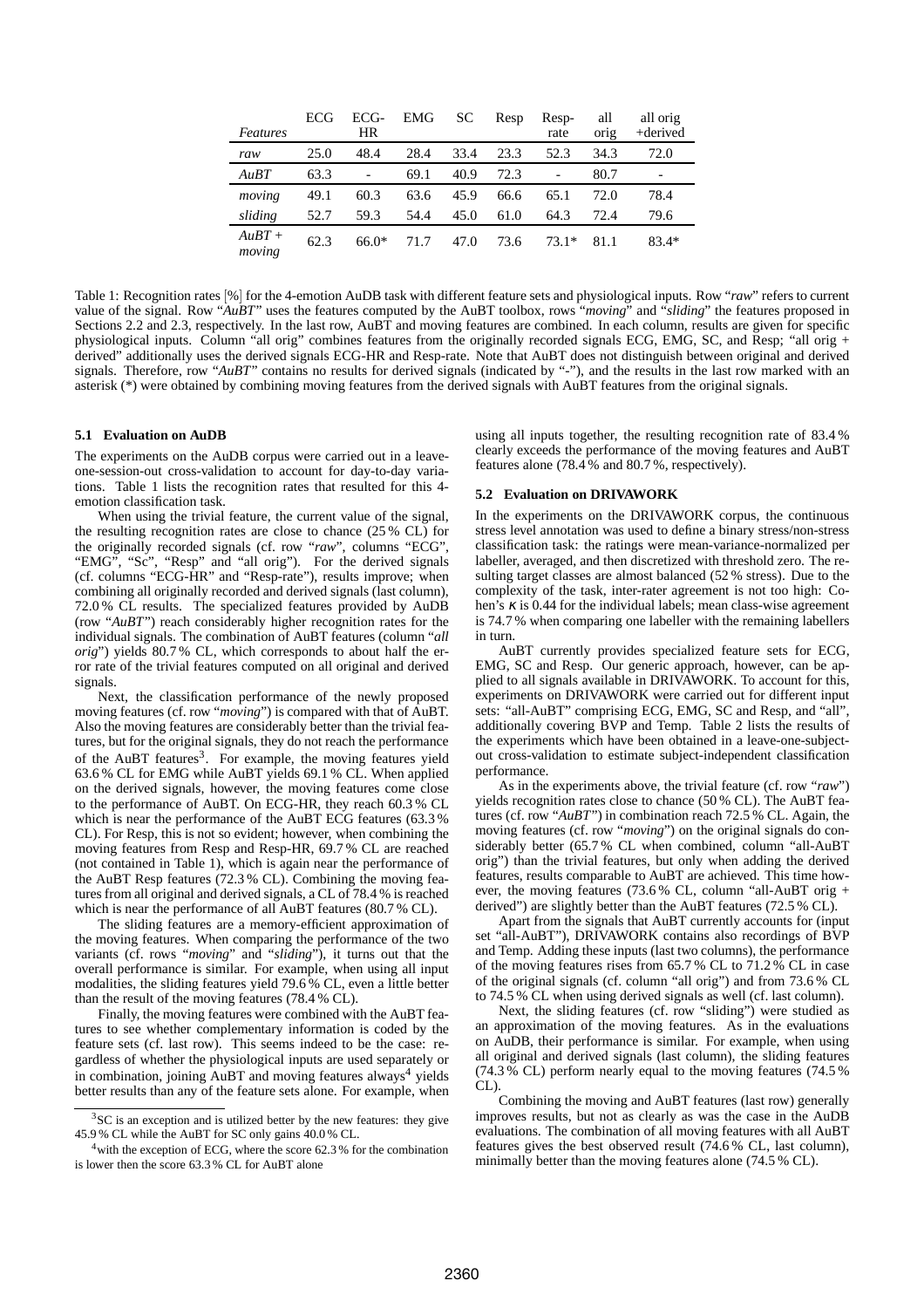| *Features* | ECG | ECG-HR | EMG | SC | Resp | Resp-rate | all orig | all orig +derived |
|---|---|---|---|---|---|---|---|---|
| *raw* | 25.0 | 48.4 | 28.4 | 33.4 | 23.3 | 52.3 | 34.3 | 72.0 |
| *AuBT* | 63.3 | - | 69.1 | 40.9 | 72.3 | - | 80.7 | - |
| *moving* | 49.1 | 60.3 | 63.6 | 45.9 | 66.6 | 65.1 | 72.0 | 78.4 |
| *sliding* | 52.7 | 59.3 | 54.4 | 45.0 | 61.0 | 64.3 | 72.4 | 79.6 |
| *AuBT + moving* | 62.3 | 66.0* | 71.7 | 47.0 | 73.6 | 73.1* | 81.1 | 83.4* |

Table 1: Recognition rates [%] for the 4-emotion AuDB task with different feature sets and physiological inputs. Row "*raw*" refers to current value of the signal. Row "*AuBT*" uses the features computed by the AuBT toolbox, rows "*moving*" and "*sliding*" the features proposed in Sections 2.2 and 2.3, respectively. In the last row, AuBT and moving features are combined. In each column, results are given for specific physiological inputs. Column "all orig" combines features from the originally recorded signals ECG, EMG, SC, and Resp; "all orig + derived" additionally uses the derived signals ECG-HR and Resp-rate. Note that AuBT does not distinguish between original and derived signals. Therefore, row "*AuBT*" contains no results for derived signals (indicated by "-"), and the results in the last row marked with an asterisk (*) were obtained by combining moving features from the derived signals with AuBT features from the original signals.

### 5.1 Evaluation on AuDB

The experiments on the AuDB corpus were carried out in a leave-one-session-out cross-validation to account for day-to-day variations. Table 1 lists the recognition rates that resulted for this 4-emotion classification task.

When using the trivial feature, the current value of the signal, the resulting recognition rates are close to chance (25 % CL) for the originally recorded signals (cf. row "*raw*", columns "ECG", "EMG", "SC", "Resp" and "all orig"). For the derived signals (cf. columns "ECG-HR" and "Resp-rate"), results improve; when combining all originally recorded and derived signals (last column), 72.0 % CL results. The specialized features provided by AuDB (row "*AuBT*") reach considerably higher recognition rates for the individual signals. The combination of AuBT features (column "*all orig*") yields 80.7 % CL, which corresponds to about half the error rate of the trivial features computed on all original and derived signals.

Next, the classification performance of the newly proposed moving features (cf. row "*moving*") is compared with that of AuBT. Also the moving features are considerably better than the trivial features, but for the original signals, they do not reach the performance of the AuBT features[3]. For example, the moving features yield 63.6 % CL for EMG while AuBT yields 69.1 % CL. When applied on the derived signals, however, the moving features come close to the performance of AuBT. On ECG-HR, they reach 60.3 % CL which is near the performance of the AuBT ECG features (63.3 % CL). For Resp, this is not so evident; however, when combining the moving features from Resp and Resp-HR, 69.7 % CL are reached (not contained in Table 1), which is again near the performance of the AuBT Resp features (72.3 % CL). Combining the moving features from all original and derived signals, a CL of 78.4 % is reached which is near the performance of all AuBT features (80.7 % CL).

The sliding features are a memory-efficient approximation of the moving features. When comparing the performance of the two variants (cf. rows "*moving*" and "*sliding*"), it turns out that the overall performance is similar. For example, when using all input modalities, the sliding features yield 79.6 % CL, even a little better than the result of the moving features (78.4 % CL).

Finally, the moving features were combined with the AuBT features to see whether complementary information is coded by the feature sets (cf. last row). This seems indeed to be the case: regardless of whether the physiological inputs are used separately or in combination, joining AuBT and moving features always[4] yields better results than any of the feature sets alone. For example, when using all inputs together, the resulting recognition rate of 83.4 % clearly exceeds the performance of the moving features and AuBT features alone (78.4 % and 80.7 %, respectively).

[3] SC is an exception and is utilized better by the new features: they give 45.9 % CL while the AuBT for SC only gains 40.0 % CL.

[4] with the exception of ECG, where the score 62.3 % for the combination is lower then the score 63.3 % CL for AuBT alone

### 5.2 Evaluation on DRIVAWORK

In the experiments on the DRIVAWORK corpus, the continuous stress level annotation was used to define a binary stress/non-stress classification task: the ratings were mean-variance-normalized per labeller, averaged, and then discretized with threshold zero. The resulting target classes are almost balanced (52 % stress). Due to the complexity of the task, inter-rater agreement is not too high: Cohen's $\kappa$ is 0.44 for the individual labels; mean class-wise agreement is 74.7 % when comparing one labeller with the remaining labellers in turn.

AuBT currently provides specialized feature sets for ECG, EMG, SC and Resp. Our generic approach, however, can be applied to all signals available in DRIVAWORK. To account for this, experiments on DRIVAWORK were carried out for different input sets: "all-AuBT" comprising ECG, EMG, SC and Resp, and "all", additionally covering BVP and Temp. Table 2 lists the results of the experiments which have been obtained in a leave-one-subject-out cross-validation to estimate subject-independent classification performance.

As in the experiments above, the trivial feature (cf. row "*raw*") yields recognition rates close to chance (50 % CL). The AuBT features (cf. row "*AuBT*") in combination reach 72.5 % CL. Again, the moving features (cf. row "*moving*") on the original signals do considerably better (65.7 % CL when combined, column "all-AuBT orig") than the trivial features, but only when adding the derived features, results comparable to AuBT are achieved. This time however, the moving features (73.6 % CL, column "all-AuBT orig + derived") are slightly better than the AuBT features (72.5 % CL).

Apart from the signals that AuBT currently accounts for (input set "all-AuBT"), DRIVAWORK contains also recordings of BVP and Temp. Adding these inputs (last two columns), the performance of the moving features rises from 65.7 % CL to 71.2 % CL in case of the original signals (cf. column "all orig") and from 73.6 % CL to 74.5 % CL when using derived signals as well (cf. last column).

Next, the sliding features (cf. row "sliding") were studied as an approximation of the moving features. As in the evaluations on AuDB, their performance is similar. For example, when using all original and derived signals (last column), the sliding features (74.3 % CL) perform nearly equal to the moving features (74.5 % CL).

Combining the moving and AuBT features (last row) generally improves results, but not as clearly as was the case in the AuDB evaluations. The combination of all moving features with all AuBT features gives the best observed result (74.6 % CL, last column), minimally better than the moving features alone (74.5 % CL).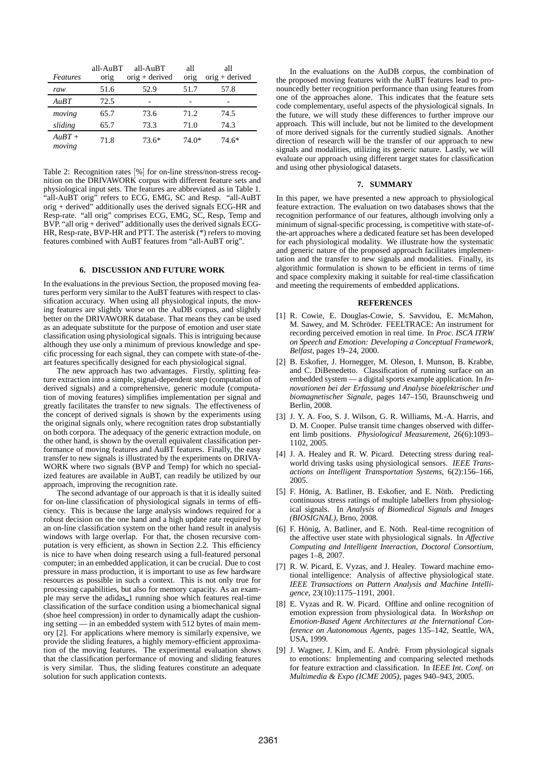| *Features* | all-AuBT orig | all-AuBT orig + derived | all orig | all orig + derived |
|---|---|---|---|---|
| *raw* | 51.6 | 52.9 | 51.7 | 57.8 |
| *AuBT* | 72.5 | - | - | - |
| *moving* | 65.7 | 73.6 | 71.2 | 74.5 |
| *sliding* | 65.7 | 73.3 | 71.0 | 74.3 |
| *AuBT + moving* | 71.8 | 73.6* | 74.0* | 74.6* |

Table 2: Recognition rates [%] for on-line stress/non-stress recognition on the DRIVAWORK corpus with different feature sets and physiological input sets. The features are abbreviated as in Table 1. "all-AuBT orig" refers to ECG, EMG, SC and Resp. "all-AuBT orig + derived" additionally uses the derived signals ECG-HR and Resp-rate. "all orig" comprises ECG, EMG, SC, Resp, Temp and BVP. "all orig + derived" additionally uses the derived signals ECG-HR, Resp-rate, BVP-HR and PTT. The asterisk (*) refers to moving features combined with AuBT features from "all-AuBT orig".

## 6. DISCUSSION AND FUTURE WORK

In the evaluations in the previous Section, the proposed moving features perform very similar to the AuBT features with respect to classification accuracy. When using all physiological inputs, the moving features are slightly worse on the AuDB corpus, and slightly better on the DRIVAWORK database. That means they can be used as an adequate substitute for the purpose of emotion and user state classification using physiological signals. This is intriguing because although they use only a minimum of previous knowledge and specific processing for each signal, they can compete with state-of-the-art features specifically designed for each physiological signal.

The new approach has two advantages. Firstly, splitting feature extraction into a simple, signal-dependent step (computation of derived signals) and a comprehensive, generic module (computation of moving features) simplifies implementation per signal and greatly facilitates the transfer to new signals. The effectiveness of the concept of derived signals is shown by the experiments using the original signals only, where recognition rates drop substantially on both corpora. The adequacy of the generic extraction module, on the other hand, is shown by the overall equivalent classification performance of moving features and AuBT features. Finally, the easy transfer to new signals is illustrated by the experiments on DRIVAWORK where two signals (BVP and Temp) for which no specialized features are available in AuBT, can readily be utilized by our approach, improving the recognition rate.

The second advantage of our approach is that it is ideally suited for on-line classification of physiological signals in terms of efficiency. This is because the large analysis windows required for a robust decision on the one hand and a high update rate required by an on-line classification system on the other hand result in analysis windows with large overlap. For that, the chosen recursive computation is very efficient, as shown in Section 2.2. This efficiency is nice to have when doing research using a full-featured personal computer; in an embedded application, it can be crucial. Due to cost pressure in mass production, it is important to use as few hardware resources as possible in such a context. This is not only true for processing capabilities, but also for memory capacity. As an example may serve the adidas_1 running shoe which features real-time classification of the surface condition using a biomechanical signal (shoe heel compression) in order to dynamically adapt the cushioning setting — in an embedded system with 512 bytes of main memory [2]. For applications where memory is similarly expensive, we provide the sliding features, a highly memory-efficient approximation of the moving features. The experimental evaluation shows that the classification performance of moving and sliding features is very similar. Thus, the sliding features constitute an adequate solution for such application contexts.

In the evaluations on the AuDB corpus, the combination of the proposed moving features with the AuBT features lead to pronouncedly better recognition performance than using features from one of the approaches alone. This indicates that the feature sets code complementary, useful aspects of the physiological signals. In the future, we will study these differences to further improve our approach. This will include, but not be limited to the development of more derived signals for the currently studied signals. Another direction of research will be the transfer of our approach to new signals and modalities, utilizing its generic nature. Lastly, we will evaluate our approach using different target states for classification and using other physiological datasets.

## 7. SUMMARY

In this paper, we have presented a new approach to physiological feature extraction. The evaluation on two databases shows that the recognition performance of our features, although involving only a minimum of signal-specific processing, is competitive with state-of-the-art approaches where a dedicated feature set has been developed for each physiological modality. We illustrate how the systematic and generic nature of the proposed approach facilitates implementation and the transfer to new signals and modalities. Finally, its algorithmic formulation is shown to be efficient in terms of time and space complexity making it suitable for real-time classification and meeting the requirements of embedded applications.

## REFERENCES

[1] R. Cowie, E. Douglas-Cowie, S. Savvidou, E. McMahon, M. Sawey, and M. Schröder. FEELTRACE: An instrument for recording perceived emotion in real time. In *Proc. ISCA ITRW on Speech and Emotion: Developing a Conceptual Framework, Belfast*, pages 19–24, 2000.

[2] B. Eskofier, J. Hornegger, M. Oleson, I. Munson, B. Krabbe, and C. DiBenedetto. Classification of running surface on an embedded system — a digital sports example application. In *Innovationen bei der Erfassung und Analyse bioelektrischer und biomagnetischer Signale*, pages 147–150, Braunschweig und Berlin, 2008.

[3] J. Y. A. Foo, S. J. Wilson, G. R. Williams, M.-A. Harris, and D. M. Cooper. Pulse transit time changes observed with different limb positions. *Physiological Measurement*, 26(6):1093–1102, 2005.

[4] J. A. Healey and R. W. Picard. Detecting stress during real-world driving tasks using physiological sensors. *IEEE Transactions on Intelligent Transportation Systems*, 6(2):156–166, 2005.

[5] F. Hönig, A. Batliner, B. Eskofier, and E. Nöth. Predicting continuous stress ratings of multiple labellers from physiological signals. In *Analysis of Biomedical Signals and Images (BIOSIGNAL)*, Brno, 2008.

[6] F. Hönig, A. Batliner, and E. Nöth. Real-time recognition of the affective user state with physiological signals. In *Affective Computing and Intelligent Interaction, Doctoral Consortium*, pages 1–8, 2007.

[7] R. W. Picard, E. Vyzas, and J. Healey. Toward machine emotional intelligence: Analysis of affective physiological state. *IEEE Transactions on Pattern Analysis and Machine Intelligence*, 23(10):1175–1191, 2001.

[8] E. Vyzas and R. W. Picard. Offline and online recognition of emotion expression from physiological data. In *Workshop on Emotion-Based Agent Architectures at the International Conference on Autonomous Agents*, pages 135–142, Seattle, WA, USA, 1999.

[9] J. Wagner, J. Kim, and E. André. From physiological signals to emotions: Implementing and comparing selected methods for feature extraction and classification. In *IEEE Int. Conf. on Multimedia & Expo (ICME 2005)*, pages 940–943, 2005.